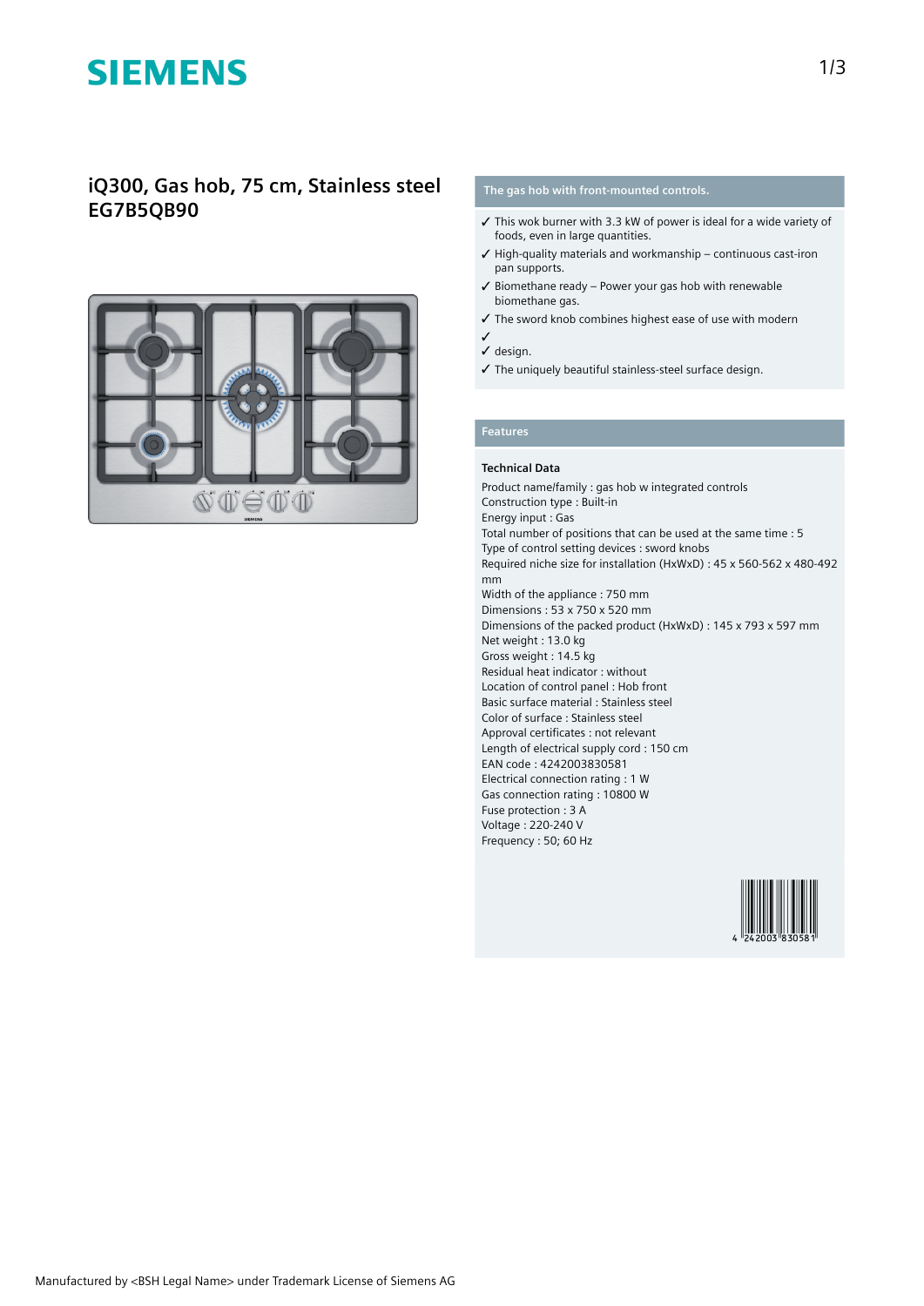# iQ300, Gas hob, 75 cm, Stainless steel
# EG7B5QB90

## The gas hob with front-mounted controls.

- ✓ This wok burner with 3.3 kW of power is ideal for a wide variety of foods, even in large quantities.
- ✓ High-quality materials and workmanship – continuous cast-iron pan supports.
- ✓ Biomethane ready – Power your gas hob with renewable biomethane gas.
- ✓ The sword knob combines highest ease of use with modern
- ✓
- ✓ design.
- ✓ The uniquely beautiful stainless-steel surface design.

## Features

### Technical Data

Product name/family : gas hob w integrated controls
Construction type : Built-in
Energy input : Gas
Total number of positions that can be used at the same time : 5
Type of control setting devices : sword knobs
Required niche size for installation (HxWxD) : 45 x 560-562 x 480-492 mm
Width of the appliance : 750 mm
Dimensions : 53 x 750 x 520 mm
Dimensions of the packed product (HxWxD) : 145 x 793 x 597 mm
Net weight : 13.0 kg
Gross weight : 14.5 kg
Residual heat indicator : without
Location of control panel : Hob front
Basic surface material : Stainless steel
Color of surface : Stainless steel
Approval certificates : not relevant
Length of electrical supply cord : 150 cm
EAN code : 4242003830581
Electrical connection rating : 1 W
Gas connection rating : 10800 W
Fuse protection : 3 A
Voltage : 220-240 V
Frequency : 50; 60 Hz

4 242003 830581

Manufactured by <BSH Legal Name> under Trademark License of Siemens AG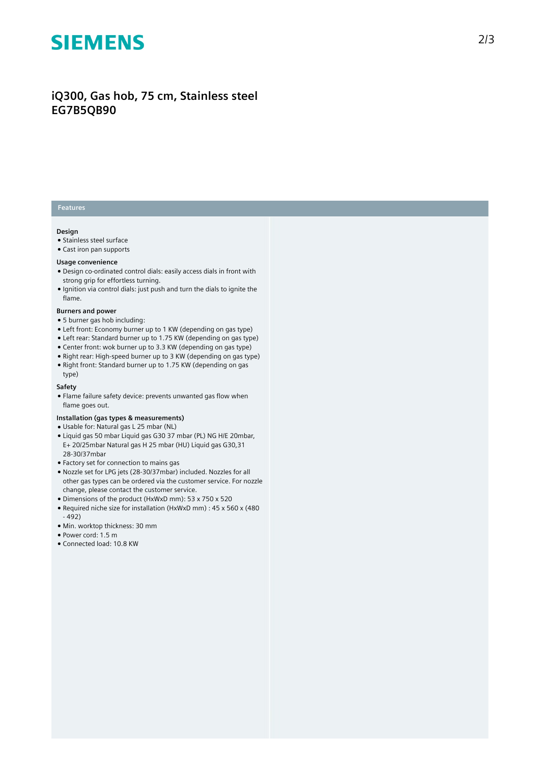# iQ300, Gas hob, 75 cm, Stainless steel
# EG7B5QB90

## Features

### Design

- Stainless steel surface
- Cast iron pan supports

### Usage convenience

- Design co-ordinated control dials: easily access dials in front with strong grip for effortless turning.
- Ignition via control dials: just push and turn the dials to ignite the flame.

### Burners and power

- 5 burner gas hob including:
- Left front: Economy burner up to 1 KW (depending on gas type)
- Left rear: Standard burner up to 1.75 KW (depending on gas type)
- Center front: wok burner up to 3.3 KW (depending on gas type)
- Right rear: High-speed burner up to 3 KW (depending on gas type)
- Right front: Standard burner up to 1.75 KW (depending on gas type)

### Safety

- Flame failure safety device: prevents unwanted gas flow when flame goes out.

### Installation (gas types & measurements)

- Usable for: Natural gas L 25 mbar (NL)
- Liquid gas 50 mbar Liquid gas G30 37 mbar (PL) NG H/E 20mbar, E+ 20/25mbar Natural gas H 25 mbar (HU) Liquid gas G30,31 28-30/37mbar
- Factory set for connection to mains gas
- Nozzle set for LPG jets (28-30/37mbar) included. Nozzles for all other gas types can be ordered via the customer service. For nozzle change, please contact the customer service.
- Dimensions of the product (HxWxD mm): 53 x 750 x 520
- Required niche size for installation (HxWxD mm) : 45 x 560 x (480 - 492)
- Min. worktop thickness: 30 mm
- Power cord: 1.5 m
- Connected load: 10.8 KW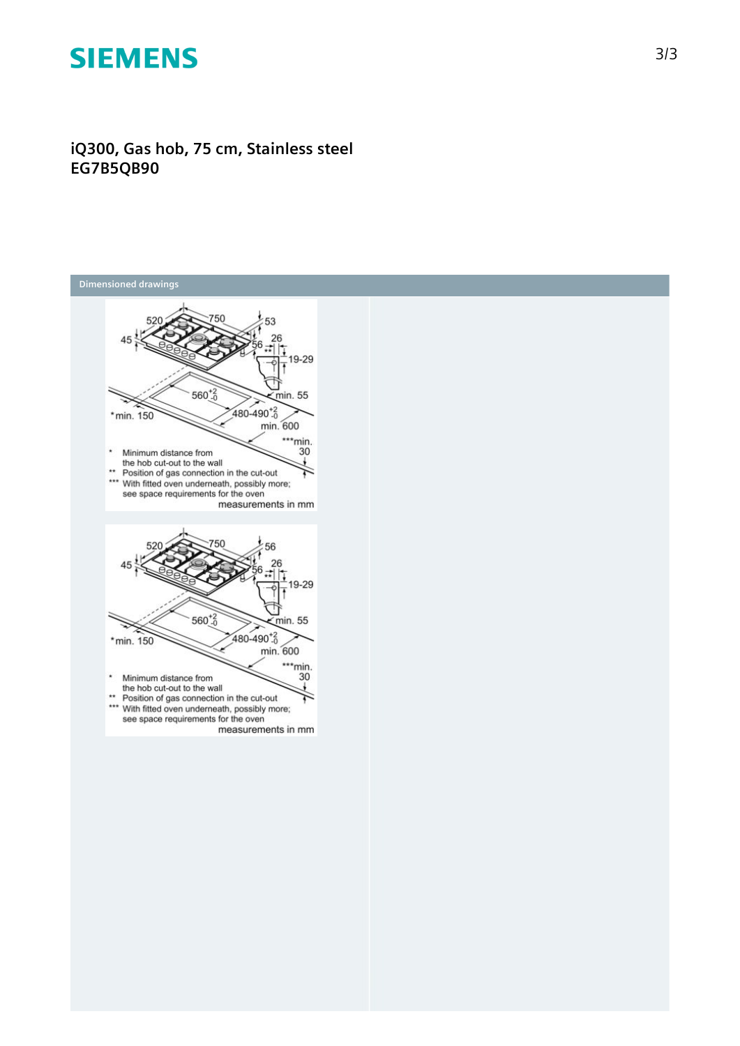# iQ300, Gas hob, 75 cm, Stainless steel
# EG7B5QB90

## Dimensioned drawings

520
750
53
45
56
26
**
19-29
$560^{+2}_{-0}$
min. 55
*min. 150
$480\text{-}490^{+2}_{-0}$
min. 600
***min. 30

\* Minimum distance from the hob cut-out to the wall
** Position of gas connection in the cut-out
*** With fitted oven underneath, possibly more; see space requirements for the oven

measurements in mm

520
750
56
45
56
26
**
19-29
$560^{+2}_{-0}$
min. 55
*min. 150
$480\text{-}490^{+2}_{-0}$
min. 600
***min. 30

\* Minimum distance from the hob cut-out to the wall
** Position of gas connection in the cut-out
*** With fitted oven underneath, possibly more; see space requirements for the oven

measurements in mm